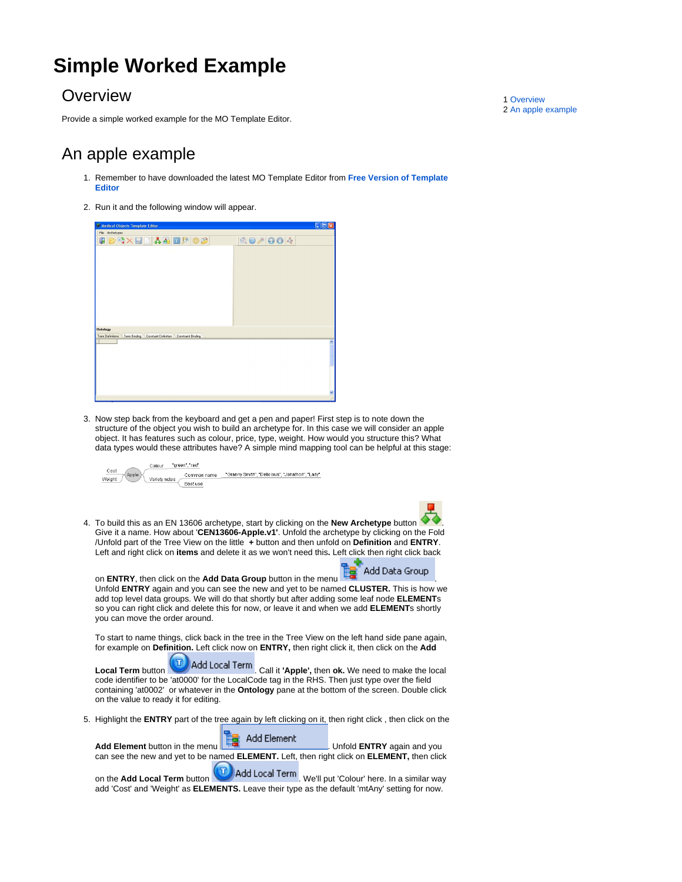# Simple Worked Example

## Overview

Provide a simple worked example for the MO Template Editor.

1 Overview
2 An apple example

## An apple example

1. Remember to have downloaded the latest MO Template Editor from **Free Version of Template Editor**

2. Run it and the following window will appear.

3. Now step back from the keyboard and get a pen and paper! First step is to note down the structure of the object you wish to build an archetype for. In this case we will consider an apple object. It has features such as colour, price, type, weight. How would you structure this? What data types would these attributes have? A simple mind mapping tool can be helpful at this stage:

4. To build this as an EN 13606 archetype, start by clicking on the **New Archetype** button . Give it a name. How about '**CEN13606-Apple.v1**'. Unfold the archetype by clicking on the Fold /Unfold part of the Tree View on the little **+** button and then unfold on **Definition** and **ENTRY**. Left and right click on **items** and delete it as we won't need this**.** Left click then right click back on **ENTRY**, then click on the **Add Data Group** button in the menu Add Data Group. Unfold **ENTRY** again and you can see the new and yet to be named **CLUSTER.** This is how we add top level data groups. We will do that shortly but after adding some leaf node **ELEMENT**s so you can right click and delete this for now, or leave it and when we add **ELEMENT**s shortly you can move the order around.

   To start to name things, click back in the tree in the Tree View on the left hand side pane again, for example on **Definition.** Left click now on **ENTRY,** then right click it, then click on the **Add Local Term** button Add Local Term. Call it **'Apple',** then **ok.** We need to make the local code identifier to be 'at0000' for the LocalCode tag in the RHS. Then just type over the field containing 'at0002' or whatever in the **Ontology** pane at the bottom of the screen. Double click on the value to ready it for editing.

5. Highlight the **ENTRY** part of the tree again by left clicking on it, then right click , then click on the **Add Element** button in the menu Add Element. Unfold **ENTRY** again and you can see the new and yet to be named **ELEMENT.** Left, then right click on **ELEMENT,** then click on the **Add Local Term** button Add Local Term. We'll put 'Colour' here. In a similar way add 'Cost' and 'Weight' as **ELEMENTS.** Leave their type as the default 'mtAny' setting for now.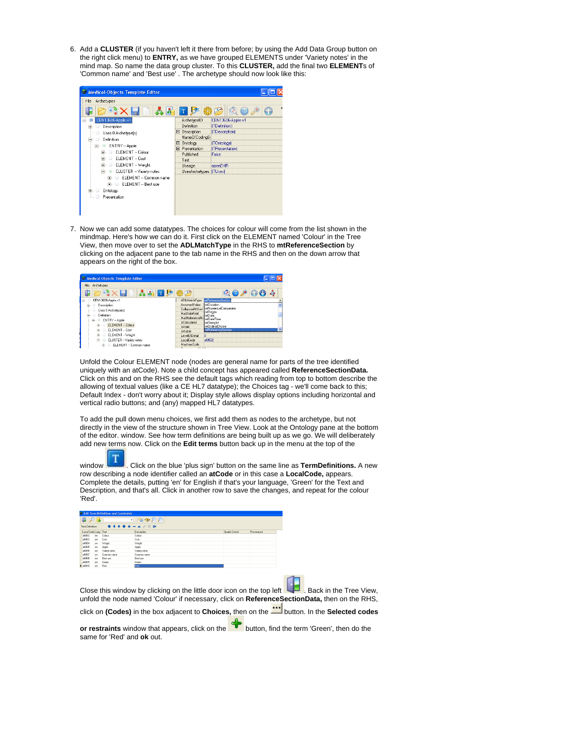6. Add a **CLUSTER** (if you haven't left it there from before; by using the Add Data Group button on the right click menu) to **ENTRY,** as we have grouped ELEMENTS under 'Variety notes' in the mind map. So name the data group cluster. To this **CLUSTER,** add the final two **ELEMENT**s of 'Common name' and 'Best use' . The archetype should now look like this:

7. Now we can add some datatypes. The choices for colour will come from the list shown in the mindmap. Here's how we can do it. First click on the ELEMENT named 'Colour' in the Tree View, then move over to set the **ADLMatchType** in the RHS to **mtReferenceSection** by clicking on the adjacent pane to the tab name in the RHS and then on the down arrow that appears on the right of the box.

   Unfold the Colour ELEMENT node (nodes are general name for parts of the tree identified uniquely with an atCode). Note a child concept has appeared called **ReferenceSectionData.** Click on this and on the RHS see the default tags which reading from top to bottom describe the allowing of textual values (like a CE HL7 datatype); the Choices tag - we'll come back to this; Default Index - don't worry about it; Display style allows display options including horizontal and vertical radio buttons; and (any) mapped HL7 datatypes.

   To add the pull down menu choices, we first add them as nodes to the archetype, but not directly in the view of the structure shown in Tree View. Look at the Ontology pane at the bottom of the editor. window. See how term definitions are being built up as we go. We will deliberately add new terms now. Click on the **Edit terms** button back up in the menu at the top of the window . Click on the blue 'plus sign' button on the same line as **TermDefinitions.** A new row describing a node identifier called an **atCode** or in this case a **LocalCode,** appears. Complete the details, putting 'en' for English if that's your language, 'Green' for the Text and Description, and that's all. Click in another row to save the changes, and repeat for the colour 'Red'.

   Close this window by clicking on the little door icon on the top left . Back in the Tree View, unfold the node named 'Colour' if necessary, click on **ReferenceSectionData,** then on the RHS, click on **(Codes)** in the box adjacent to **Choices,** then on the button. In the **Selected codes or restraints** window that appears, click on the button, find the term 'Green', then do the same for 'Red' and **ok** out.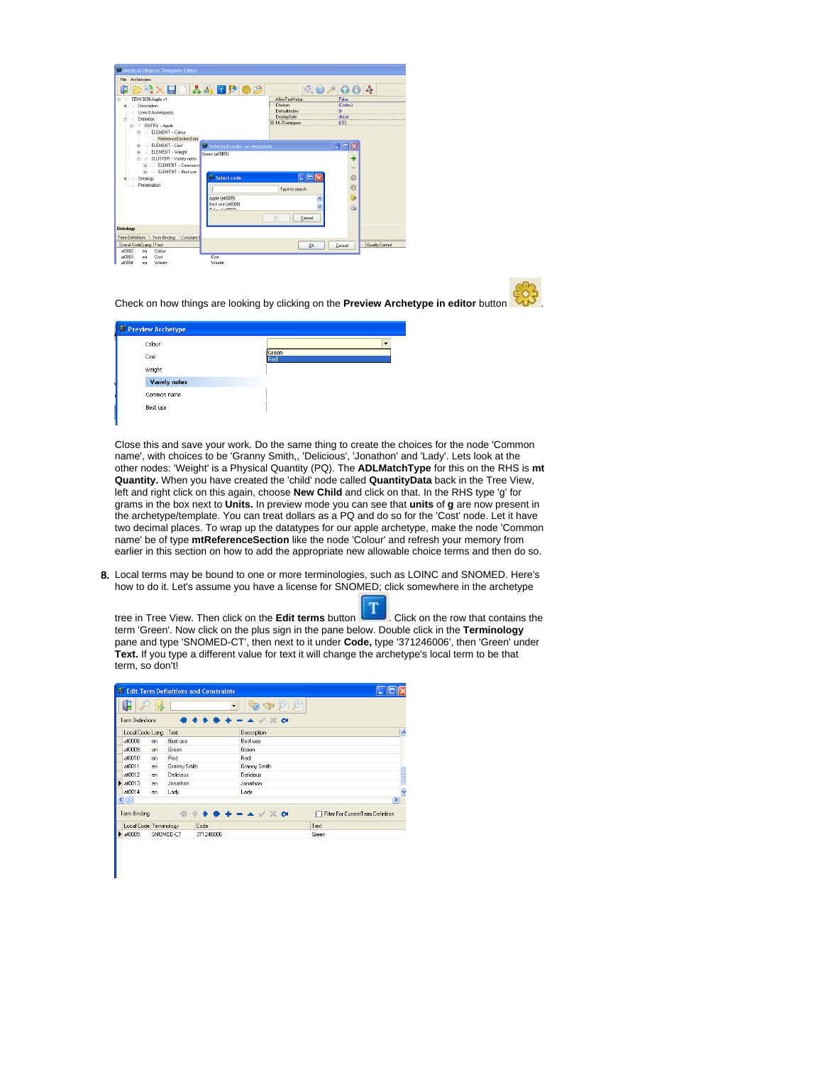Check on how things are looking by clicking on the **Preview Archetype in editor** button .

Close this and save your work. Do the same thing to create the choices for the node 'Common name', with choices to be 'Granny Smith,, 'Delicious', 'Jonathon' and 'Lady'. Lets look at the other nodes: 'Weight' is a Physical Quantity (PQ). The **ADLMatchType** for this on the RHS is **mt Quantity.** When you have created the 'child' node called **QuantityData** back in the Tree View, left and right click on this again, choose **New Child** and click on that. In the RHS type 'g' for grams in the box next to **Units.** In preview mode you can see that **units** of **g** are now present in the archetype/template. You can treat dollars as a PQ and do so for the 'Cost' node. Let it have two decimal places. To wrap up the datatypes for our apple archetype, make the node 'Common name' be of type **mtReferenceSection** like the node 'Colour' and refresh your memory from earlier in this section on how to add the appropriate new allowable choice terms and then do so.

8. Local terms may be bound to one or more terminologies, such as LOINC and SNOMED. Here's how to do it. Let's assume you have a license for SNOMED; click somewhere in the archetype tree in Tree View. Then click on the **Edit terms** button . Click on the row that contains the term 'Green'. Now click on the plus sign in the pane below. Double click in the **Terminology** pane and type 'SNOMED-CT', then next to it under **Code,** type '371246006', then 'Green' under **Text.** If you type a different value for text it will change the archetype's local term to be that term, so don't!